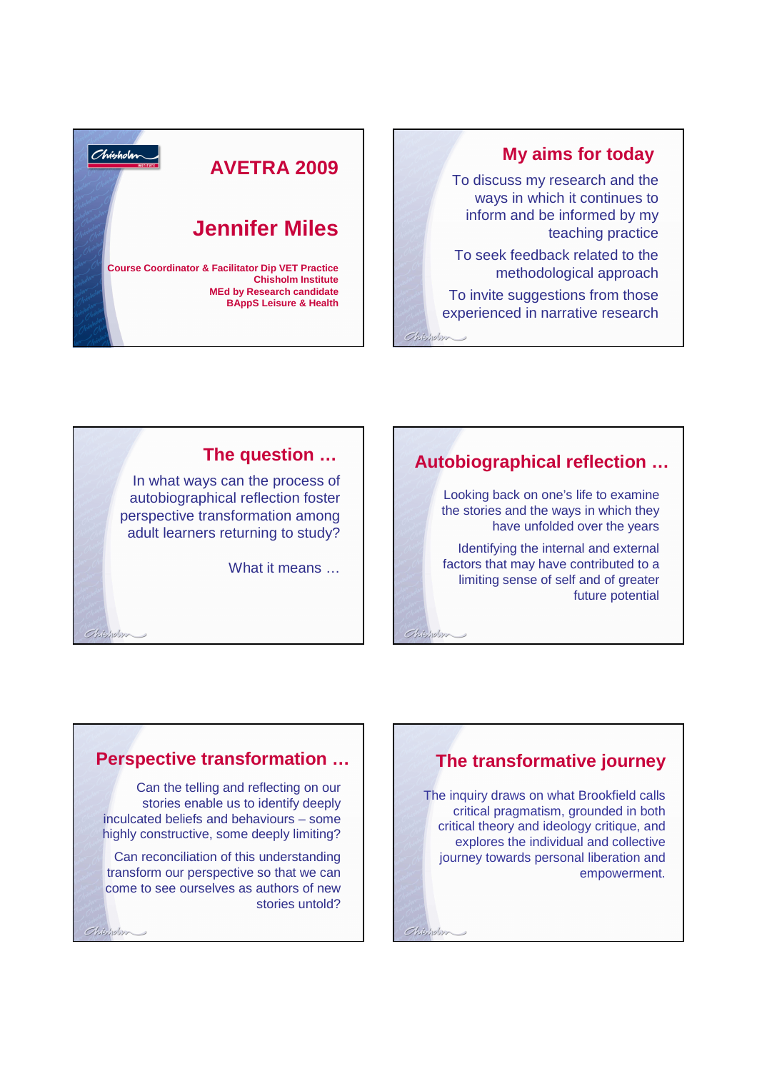# AVETRA 2009

## Jennifer Miles

**Course Coordinator & Facilitator Dip VET Practice**
**Chisholm Institute**
**MEd by Research candidate**
**BAppS Leisure & Health**

## My aims for today

To discuss my research and the ways in which it continues to inform and be informed by my teaching practice

To seek feedback related to the methodological approach

To invite suggestions from those experienced in narrative research

## The question …

In what ways can the process of autobiographical reflection foster perspective transformation among adult learners returning to study?

What it means …

## Autobiographical reflection …

Looking back on one's life to examine the stories and the ways in which they have unfolded over the years

Identifying the internal and external factors that may have contributed to a limiting sense of self and of greater future potential

## Perspective transformation …

Can the telling and reflecting on our stories enable us to identify deeply inculcated beliefs and behaviours – some highly constructive, some deeply limiting?

Can reconciliation of this understanding transform our perspective so that we can come to see ourselves as authors of new stories untold?

## The transformative journey

The inquiry draws on what Brookfield calls critical pragmatism, grounded in both critical theory and ideology critique, and explores the individual and collective journey towards personal liberation and empowerment.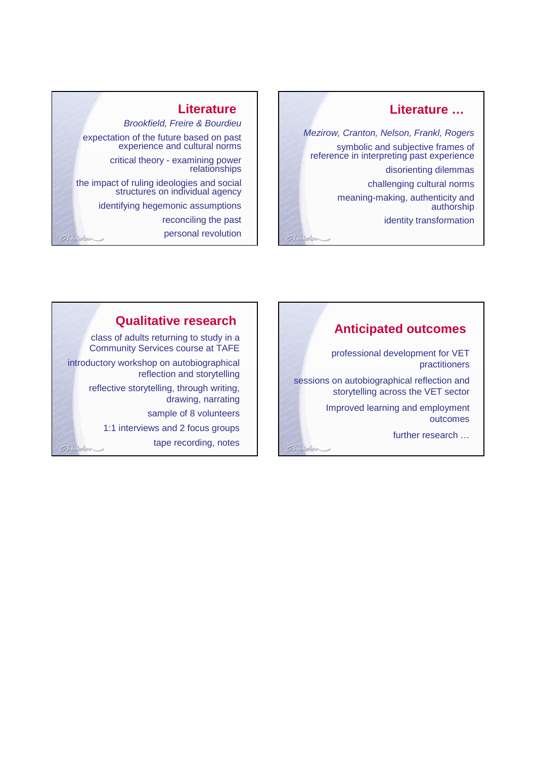## Literature

*Brookfield, Freire & Bourdieu*

expectation of the future based on past experience and cultural norms

critical theory - examining power relationships

the impact of ruling ideologies and social structures on individual agency

identifying hegemonic assumptions

reconciling the past

personal revolution

## Literature …

*Mezirow, Cranton, Nelson, Frankl, Rogers*

symbolic and subjective frames of reference in interpreting past experience

disorienting dilemmas

challenging cultural norms

meaning-making, authenticity and authorship

identity transformation

## Qualitative research

class of adults returning to study in a Community Services course at TAFE

introductory workshop on autobiographical reflection and storytelling

reflective storytelling, through writing, drawing, narrating

sample of 8 volunteers

1:1 interviews and 2 focus groups

tape recording, notes

## Anticipated outcomes

professional development for VET practitioners

sessions on autobiographical reflection and storytelling across the VET sector

Improved learning and employment outcomes

further research …